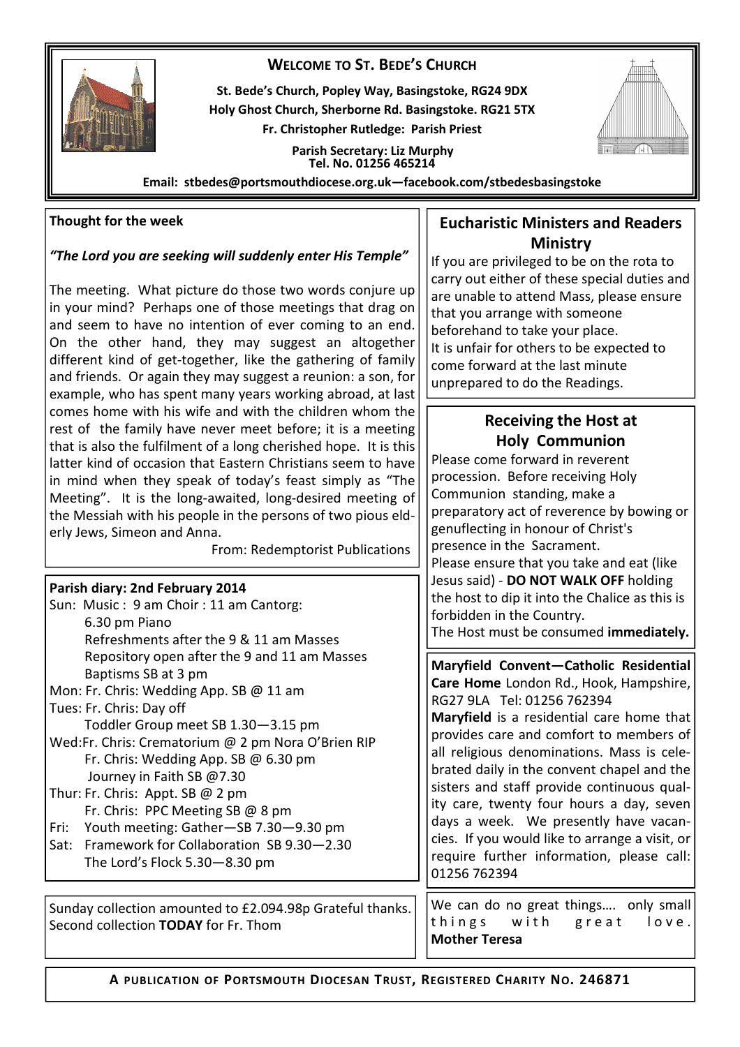# WELCOME TO ST. BEDE'S CHURCH

**St. Bede's Church, Popley Way, Basingstoke, RG24 9DX**
**Holy Ghost Church, Sherborne Rd. Basingstoke. RG21 5TX**
**Fr. Christopher Rutledge: Parish Priest**
**Parish Secretary: Liz Murphy**
**Tel. No. 01256 465214**

**Email: stbedes@portsmouthdiocese.org.uk—facebook.com/stbedesbasingstoke**

**Thought for the week**

***"The Lord you are seeking will suddenly enter His Temple"***

The meeting. What picture do those two words conjure up in your mind? Perhaps one of those meetings that drag on and seem to have no intention of ever coming to an end. On the other hand, they may suggest an altogether different kind of get-together, like the gathering of family and friends. Or again they may suggest a reunion: a son, for example, who has spent many years working abroad, at last comes home with his wife and with the children whom the rest of the family have never meet before; it is a meeting that is also the fulfilment of a long cherished hope. It is this latter kind of occasion that Eastern Christians seem to have in mind when they speak of today's feast simply as "The Meeting". It is the long-awaited, long-desired meeting of the Messiah with his people in the persons of two pious elderly Jews, Simeon and Anna.

From: Redemptorist Publications

**Parish diary: 2nd February 2014**

Sun: Music : 9 am Choir : 11 am Cantorg:
6.30 pm Piano
Refreshments after the 9 & 11 am Masses
Repository open after the 9 and 11 am Masses
Baptisms SB at 3 pm
Mon: Fr. Chris: Wedding App. SB @ 11 am
Tues: Fr. Chris: Day off
Toddler Group meet SB 1.30—3.15 pm
Wed: Fr. Chris: Crematorium @ 2 pm Nora O'Brien RIP
Fr. Chris: Wedding App. SB @ 6.30 pm
Journey in Faith SB @7.30
Thur: Fr. Chris: Appt. SB @ 2 pm
Fr. Chris: PPC Meeting SB @ 8 pm
Fri: Youth meeting: Gather—SB 7.30—9.30 pm
Sat: Framework for Collaboration SB 9.30—2.30
The Lord's Flock 5.30—8.30 pm

Sunday collection amounted to £2.094.98p Grateful thanks.
Second collection **TODAY** for Fr. Thom

## Eucharistic Ministers and Readers Ministry

If you are privileged to be on the rota to carry out either of these special duties and are unable to attend Mass, please ensure that you arrange with someone beforehand to take your place.
It is unfair for others to be expected to come forward at the last minute unprepared to do the Readings.

## Receiving the Host at Holy Communion

Please come forward in reverent procession. Before receiving Holy Communion standing, make a preparatory act of reverence by bowing or genuflecting in honour of Christ's presence in the Sacrament.
Please ensure that you take and eat (like Jesus said) - **DO NOT WALK OFF** holding the host to dip it into the Chalice as this is forbidden in the Country.
The Host must be consumed **immediately.**

**Maryfield Convent—Catholic Residential Care Home** London Rd., Hook, Hampshire, RG27 9LA Tel: 01256 762394
**Maryfield** is a residential care home that provides care and comfort to members of all religious denominations. Mass is celebrated daily in the convent chapel and the sisters and staff provide continuous quality care, twenty four hours a day, seven days a week. We presently have vacancies. If you would like to arrange a visit, or require further information, please call: 01256 762394

We can do no great things…. only small things with great love.
**Mother Teresa**

**A PUBLICATION OF PORTSMOUTH DIOCESAN TRUST, REGISTERED CHARITY NO. 246871**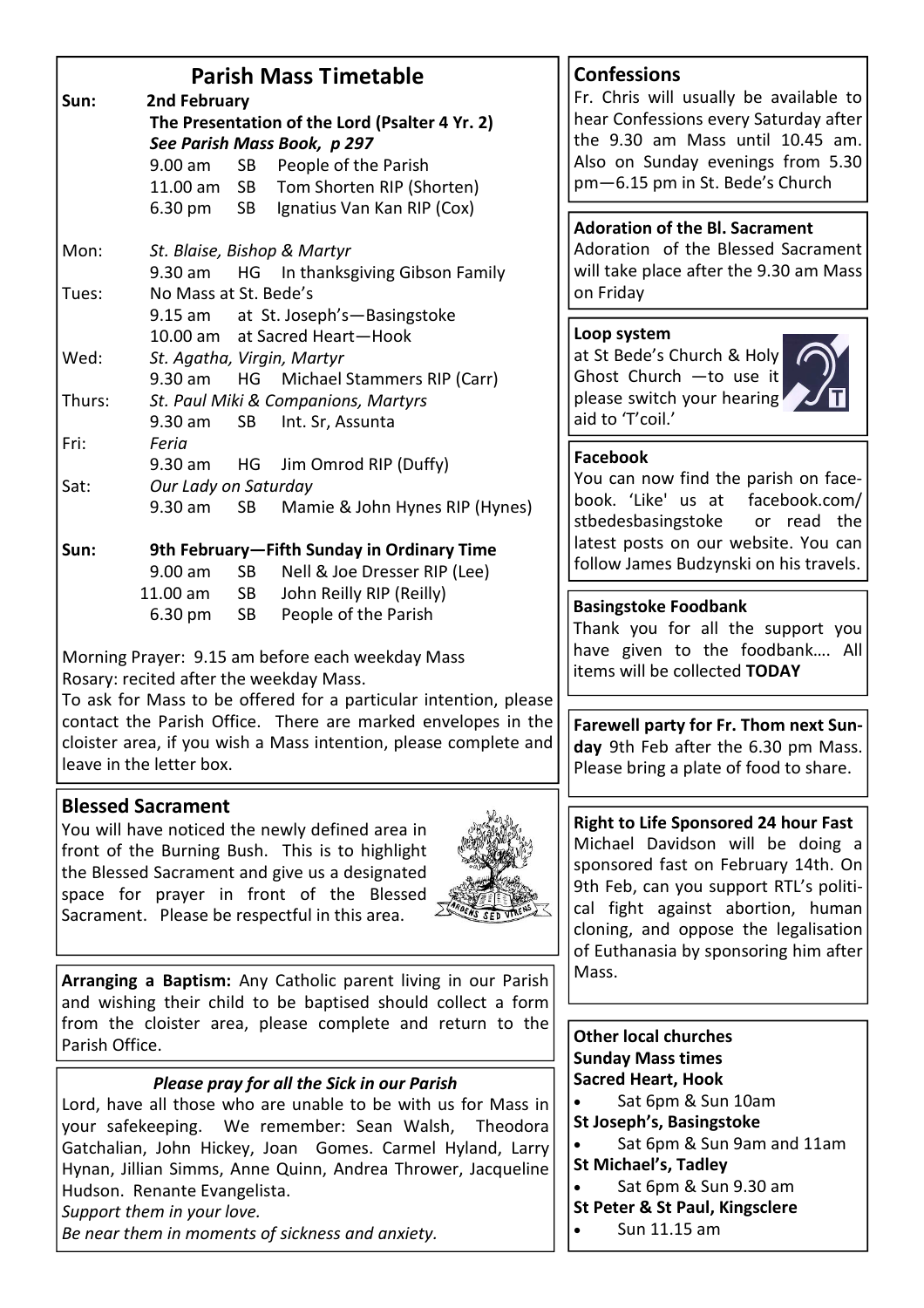## Parish Mass Timetable

**Sun:** **2nd February**
**The Presentation of the Lord (Psalter 4 Yr. 2)**
***See Parish Mass Book, p 297***

| | | | |
|---|---|---|---|
| | 9.00 am | SB | People of the Parish |
| | 11.00 am | SB | Tom Shorten RIP (Shorten) |
| | 6.30 pm | SB | Ignatius Van Kan RIP (Cox) |
| Mon: | *St. Blaise, Bishop & Martyr* | | |
| | 9.30 am | HG | In thanksgiving Gibson Family |
| Tues: | No Mass at St. Bede's | | |
| | 9.15 am | | at St. Joseph's—Basingstoke |
| | 10.00 am | | at Sacred Heart—Hook |
| Wed: | *St. Agatha, Virgin, Martyr* | | |
| | 9.30 am | HG | Michael Stammers RIP (Carr) |
| Thurs: | *St. Paul Miki & Companions, Martyrs* | | |
| | 9.30 am | SB | Int. Sr, Assunta |
| Fri: | *Feria* | | |
| | 9.30 am | HG | Jim Omrod RIP (Duffy) |
| Sat: | *Our Lady on Saturday* | | |
| | 9.30 am | SB | Mamie & John Hynes RIP (Hynes) |

**Sun:** **9th February—Fifth Sunday in Ordinary Time**

| | | | |
|---|---|---|---|
| | 9.00 am | SB | Nell & Joe Dresser RIP (Lee) |
| | 11.00 am | SB | John Reilly RIP (Reilly) |
| | 6.30 pm | SB | People of the Parish |

Morning Prayer: 9.15 am before each weekday Mass
Rosary: recited after the weekday Mass.
To ask for Mass to be offered for a particular intention, please contact the Parish Office. There are marked envelopes in the cloister area, if you wish a Mass intention, please complete and leave in the letter box.

## Blessed Sacrament

You will have noticed the newly defined area in front of the Burning Bush. This is to highlight the Blessed Sacrament and give us a designated space for prayer in front of the Blessed Sacrament. Please be respectful in this area.

**Arranging a Baptism:** Any Catholic parent living in our Parish and wishing their child to be baptised should collect a form from the cloister area, please complete and return to the Parish Office.

***Please pray for all the Sick in our Parish***

Lord, have all those who are unable to be with us for Mass in your safekeeping. We remember: Sean Walsh, Theodora Gatchalian, John Hickey, Joan Gomes. Carmel Hyland, Larry Hynan, Jillian Simms, Anne Quinn, Andrea Thrower, Jacqueline Hudson. Renante Evangelista.
*Support them in your love.*
*Be near them in moments of sickness and anxiety.*

## Confessions

Fr. Chris will usually be available to hear Confessions every Saturday after the 9.30 am Mass until 10.45 am. Also on Sunday evenings from 5.30 pm—6.15 pm in St. Bede's Church

**Adoration of the Bl. Sacrament**
Adoration of the Blessed Sacrament will take place after the 9.30 am Mass on Friday

**Loop system**
at St Bede's Church & Holy Ghost Church —to use it please switch your hearing aid to 'T'coil.'

**Facebook**
You can now find the parish on facebook. 'Like' us at facebook.com/stbedesbasingstoke or read the latest posts on our website. You can follow James Budzynski on his travels.

**Basingstoke Foodbank**
Thank you for all the support you have given to the foodbank…. All items will be collected **TODAY**

**Farewell party for Fr. Thom next Sunday** 9th Feb after the 6.30 pm Mass. Please bring a plate of food to share.

**Right to Life Sponsored 24 hour Fast**
Michael Davidson will be doing a sponsored fast on February 14th. On 9th Feb, can you support RTL's political fight against abortion, human cloning, and oppose the legalisation of Euthanasia by sponsoring him after Mass.

**Other local churches**
**Sunday Mass times**
**Sacred Heart, Hook**
- Sat 6pm & Sun 10am

**St Joseph's, Basingstoke**
- Sat 6pm & Sun 9am and 11am

**St Michael's, Tadley**
- Sat 6pm & Sun 9.30 am

**St Peter & St Paul, Kingsclere**
- Sun 11.15 am